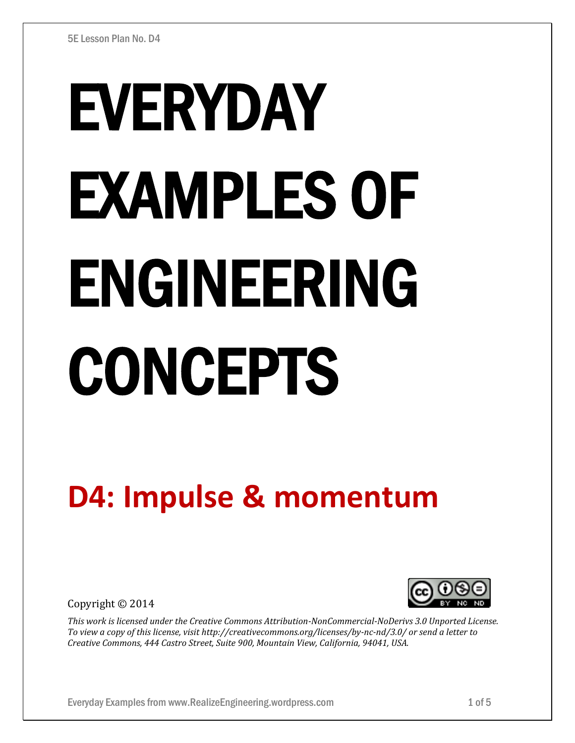5E Lesson Plan No. D4

# EVERYDAY EXAMPLES OF ENGINEERING CONCEPTS

## D4: Impulse & momentum

Copyright © 2014

*This work is licensed under the Creative Commons Attribution-NonCommercial-NoDerivs 3.0 Unported License. To view a copy of this license, visit http://creativecommons.org/licenses/by-nc-nd/3.0/ or send a letter to Creative Commons, 444 Castro Street, Suite 900, Mountain View, California, 94041, USA.*

Everyday Examples from www.RealizeEngineering.wordpress.com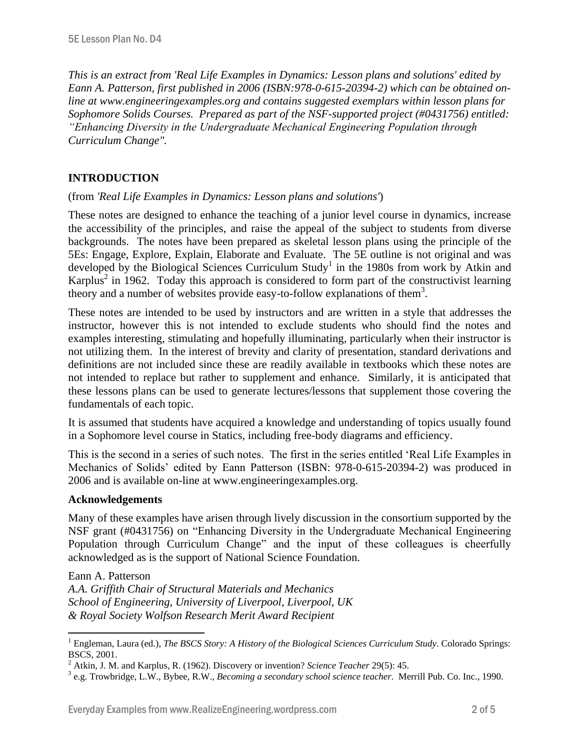*This is an extract from 'Real Life Examples in Dynamics: Lesson plans and solutions' edited by Eann A. Patterson, first published in 2006 (ISBN:978-0-615-20394-2) which can be obtained on-line at www.engineeringexamples.org and contains suggested exemplars within lesson plans for Sophomore Solids Courses. Prepared as part of the NSF-supported project (#0431756) entitled: "Enhancing Diversity in the Undergraduate Mechanical Engineering Population through Curriculum Change".*

## INTRODUCTION

(from *'Real Life Examples in Dynamics: Lesson plans and solutions'*)

These notes are designed to enhance the teaching of a junior level course in dynamics, increase the accessibility of the principles, and raise the appeal of the subject to students from diverse backgrounds. The notes have been prepared as skeletal lesson plans using the principle of the 5Es: Engage, Explore, Explain, Elaborate and Evaluate. The 5E outline is not original and was developed by the Biological Sciences Curriculum Study[1] in the 1980s from work by Atkin and Karplus[2] in 1962. Today this approach is considered to form part of the constructivist learning theory and a number of websites provide easy-to-follow explanations of them[3].

These notes are intended to be used by instructors and are written in a style that addresses the instructor, however this is not intended to exclude students who should find the notes and examples interesting, stimulating and hopefully illuminating, particularly when their instructor is not utilizing them. In the interest of brevity and clarity of presentation, standard derivations and definitions are not included since these are readily available in textbooks which these notes are not intended to replace but rather to supplement and enhance. Similarly, it is anticipated that these lessons plans can be used to generate lectures/lessons that supplement those covering the fundamentals of each topic.

It is assumed that students have acquired a knowledge and understanding of topics usually found in a Sophomore level course in Statics, including free-body diagrams and efficiency.

This is the second in a series of such notes. The first in the series entitled 'Real Life Examples in Mechanics of Solids' edited by Eann Patterson (ISBN: 978-0-615-20394-2) was produced in 2006 and is available on-line at www.engineeringexamples.org.

### Acknowledgements

Many of these examples have arisen through lively discussion in the consortium supported by the NSF grant (#0431756) on "Enhancing Diversity in the Undergraduate Mechanical Engineering Population through Curriculum Change" and the input of these colleagues is cheerfully acknowledged as is the support of National Science Foundation.

Eann A. Patterson  
*A.A. Griffith Chair of Structural Materials and Mechanics*  
*School of Engineering, University of Liverpool, Liverpool, UK*  
*& Royal Society Wolfson Research Merit Award Recipient*

---

[1] Engleman, Laura (ed.), *The BSCS Story: A History of the Biological Sciences Curriculum Study*. Colorado Springs: BSCS, 2001.

[2] Atkin, J. M. and Karplus, R. (1962). Discovery or invention? *Science Teacher* 29(5): 45.

[3] e.g. Trowbridge, L.W., Bybee, R.W., *Becoming a secondary school science teacher*. Merrill Pub. Co. Inc., 1990.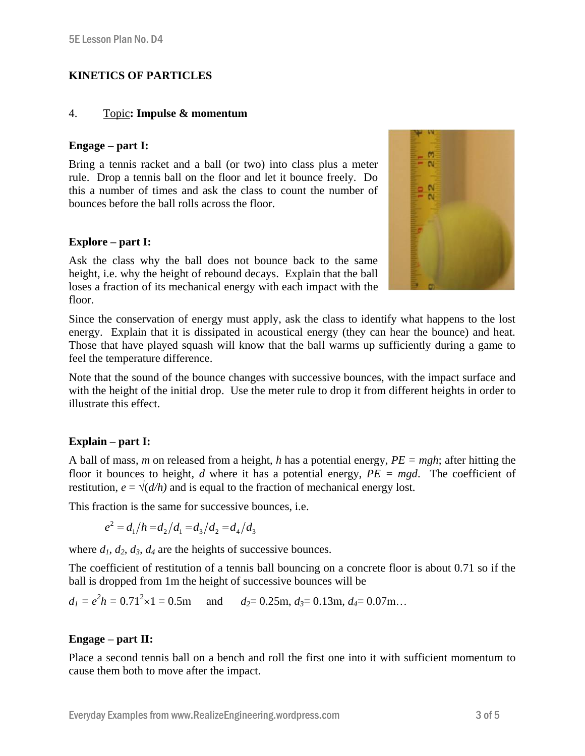## KINETICS OF PARTICLES

4. Topic: **Impulse & momentum**

**Engage – part I:**

Bring a tennis racket and a ball (or two) into class plus a meter rule. Drop a tennis ball on the floor and let it bounce freely. Do this a number of times and ask the class to count the number of bounces before the ball rolls across the floor.

**Explore – part I:**

Ask the class why the ball does not bounce back to the same height, i.e. why the height of rebound decays. Explain that the ball loses a fraction of its mechanical energy with each impact with the floor.

Since the conservation of energy must apply, ask the class to identify what happens to the lost energy. Explain that it is dissipated in acoustical energy (they can hear the bounce) and heat. Those that have played squash will know that the ball warms up sufficiently during a game to feel the temperature difference.

Note that the sound of the bounce changes with successive bounces, with the impact surface and with the height of the initial drop. Use the meter rule to drop it from different heights in order to illustrate this effect.

**Explain – part I:**

A ball of mass, $m$ on released from a height, $h$ has a potential energy, $PE = mgh$; after hitting the floor it bounces to height, $d$ where it has a potential energy, $PE = mgd$. The coefficient of restitution, $e = \sqrt{(d/h)}$ and is equal to the fraction of mechanical energy lost.

This fraction is the same for successive bounces, i.e.

$$e^2 = d_1/h = d_2/d_1 = d_3/d_2 = d_4/d_3$$

where $d_1$, $d_2$, $d_3$, $d_4$ are the heights of successive bounces.

The coefficient of restitution of a tennis ball bouncing on a concrete floor is about 0.71 so if the ball is dropped from 1m the height of successive bounces will be

$d_1 = e^2 h = 0.71^2 \times 1 = 0.5\text{m}$ and $d_2 = 0.25\text{m}$, $d_3 = 0.13\text{m}$, $d_4 = 0.07\text{m}$…

**Engage – part II:**

Place a second tennis ball on a bench and roll the first one into it with sufficient momentum to cause them both to move after the impact.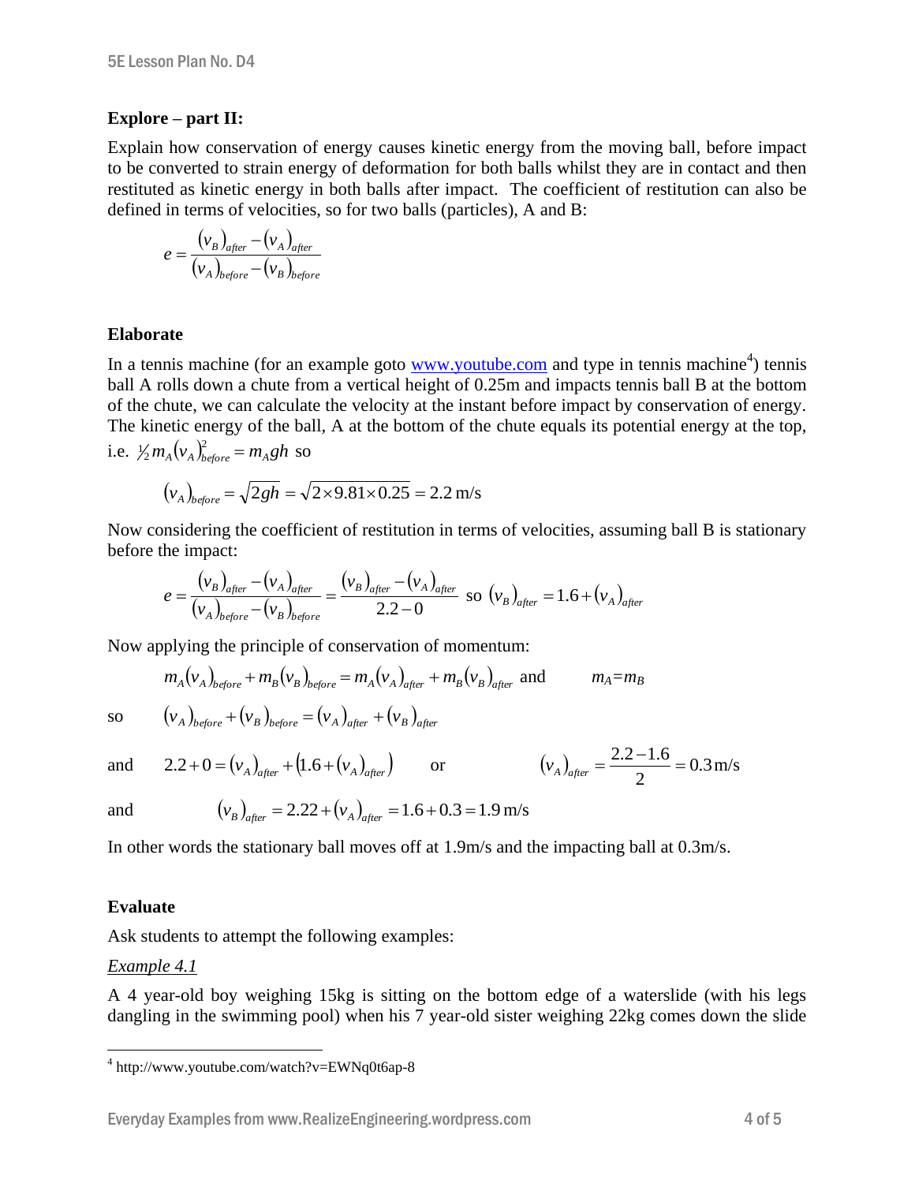## Explore – part II:

Explain how conservation of energy causes kinetic energy from the moving ball, before impact to be converted to strain energy of deformation for both balls whilst they are in contact and then restituted as kinetic energy in both balls after impact. The coefficient of restitution can also be defined in terms of velocities, so for two balls (particles), A and B:

$$e = \frac{(v_B)_{after} - (v_A)_{after}}{(v_A)_{before} - (v_B)_{before}}$$

## Elaborate

In a tennis machine (for an example goto [www.youtube.com](http://www.youtube.com) and type in tennis machine[4]) tennis ball A rolls down a chute from a vertical height of 0.25m and impacts tennis ball B at the bottom of the chute, we can calculate the velocity at the instant before impact by conservation of energy. The kinetic energy of the ball, A at the bottom of the chute equals its potential energy at the top, i.e. $\frac{1}{2} m_A (v_A)^2_{before} = m_A gh$ so

$$(v_A)_{before} = \sqrt{2gh} = \sqrt{2 \times 9.81 \times 0.25} = 2.2 \text{ m/s}$$

Now considering the coefficient of restitution in terms of velocities, assuming ball B is stationary before the impact:

$$e = \frac{(v_B)_{after} - (v_A)_{after}}{(v_A)_{before} - (v_B)_{before}} = \frac{(v_B)_{after} - (v_A)_{after}}{2.2 - 0} \text{ so } (v_B)_{after} = 1.6 + (v_A)_{after}$$

Now applying the principle of conservation of momentum:

$$m_A (v_A)_{before} + m_B (v_B)_{before} = m_A (v_A)_{after} + m_B (v_B)_{after} \text{ and } \qquad m_A = m_B$$

so $\quad (v_A)_{before} + (v_B)_{before} = (v_A)_{after} + (v_B)_{after}$

and $\quad 2.2 + 0 = (v_A)_{after} + \left(1.6 + (v_A)_{after}\right) \qquad$ or $\qquad (v_A)_{after} = \frac{2.2 - 1.6}{2} = 0.3 \text{ m/s}$

and $\quad (v_B)_{after} = 2.22 + (v_A)_{after} = 1.6 + 0.3 = 1.9 \text{ m/s}$

In other words the stationary ball moves off at 1.9m/s and the impacting ball at 0.3m/s.

## Evaluate

Ask students to attempt the following examples:

*Example 4.1*

A 4 year-old boy weighing 15kg is sitting on the bottom edge of a waterslide (with his legs dangling in the swimming pool) when his 7 year-old sister weighing 22kg comes down the slide

---

[4] http://www.youtube.com/watch?v=EWNq0t6ap-8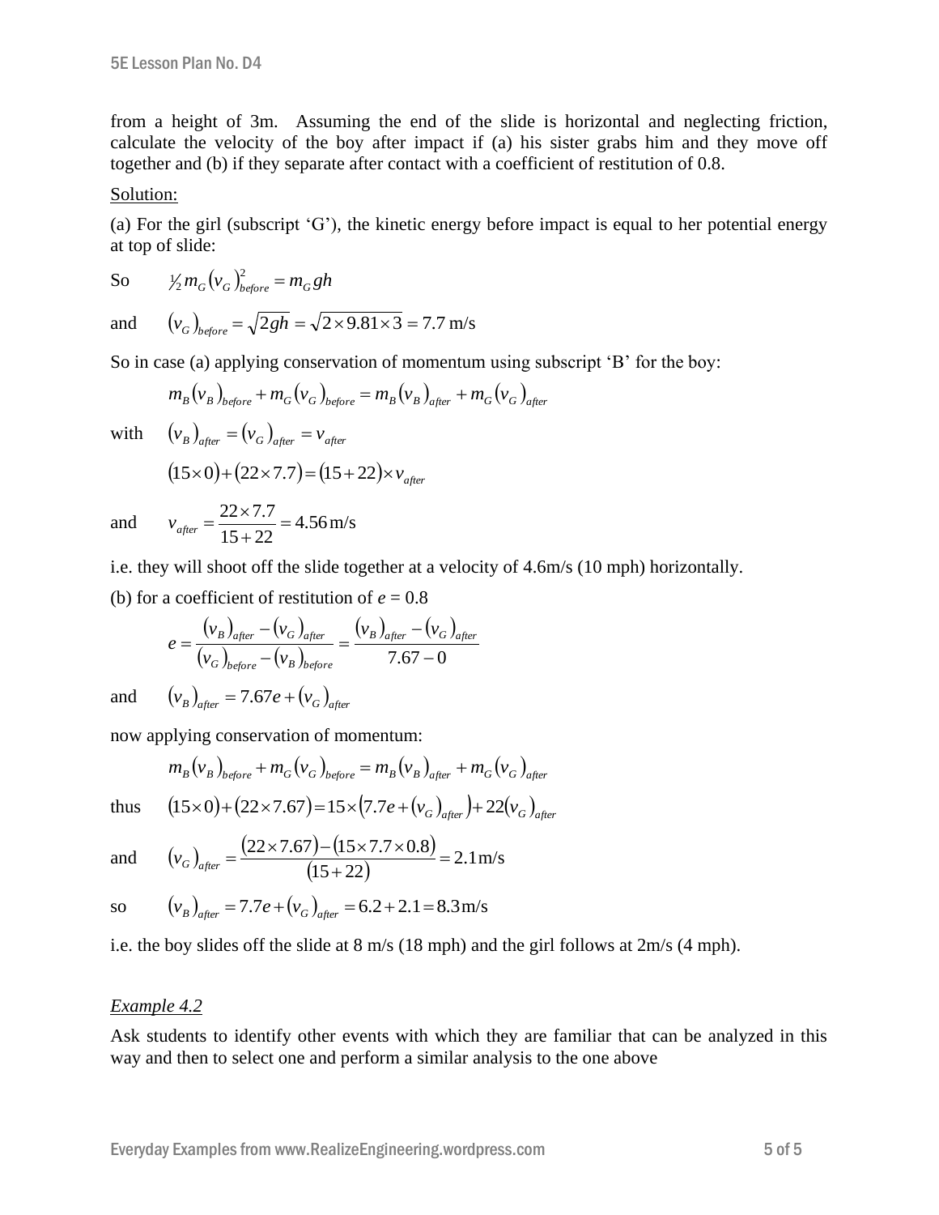from a height of 3m. Assuming the end of the slide is horizontal and neglecting friction, calculate the velocity of the boy after impact if (a) his sister grabs him and they move off together and (b) if they separate after contact with a coefficient of restitution of 0.8.

Solution:

(a) For the girl (subscript 'G'), the kinetic energy before impact is equal to her potential energy at top of slide:

So $\quad \frac{1}{2} m_G (v_G)^2_{before} = m_G gh$

and $\quad (v_G)_{before} = \sqrt{2gh} = \sqrt{2 \times 9.81 \times 3} = 7.7\,\text{m/s}$

So in case (a) applying conservation of momentum using subscript 'B' for the boy:

$$m_B (v_B)_{before} + m_G (v_G)_{before} = m_B (v_B)_{after} + m_G (v_G)_{after}$$

with $\quad (v_B)_{after} = (v_G)_{after} = v_{after}$

$$(15 \times 0) + (22 \times 7.7) = (15 + 22) \times v_{after}$$

and $\quad v_{after} = \dfrac{22 \times 7.7}{15 + 22} = 4.56\,\text{m/s}$

i.e. they will shoot off the slide together at a velocity of 4.6m/s (10 mph) horizontally.

(b) for a coefficient of restitution of $e = 0.8$

$$e = \frac{(v_B)_{after} - (v_G)_{after}}{(v_G)_{before} - (v_B)_{before}} = \frac{(v_B)_{after} - (v_G)_{after}}{7.67 - 0}$$

and $\quad (v_B)_{after} = 7.67e + (v_G)_{after}$

now applying conservation of momentum:

$$m_B (v_B)_{before} + m_G (v_G)_{before} = m_B (v_B)_{after} + m_G (v_G)_{after}$$

thus $\quad (15 \times 0) + (22 \times 7.67) = 15 \times \left(7.7e + (v_G)_{after}\right) + 22 (v_G)_{after}$

and $\quad (v_G)_{after} = \dfrac{(22 \times 7.67) - (15 \times 7.7 \times 0.8)}{(15 + 22)} = 2.1\,\text{m/s}$

so $\quad (v_B)_{after} = 7.7e + (v_G)_{after} = 6.2 + 2.1 = 8.3\,\text{m/s}$

i.e. the boy slides off the slide at 8 m/s (18 mph) and the girl follows at 2m/s (4 mph).

*Example 4.2*

Ask students to identify other events with which they are familiar that can be analyzed in this way and then to select one and perform a similar analysis to the one above